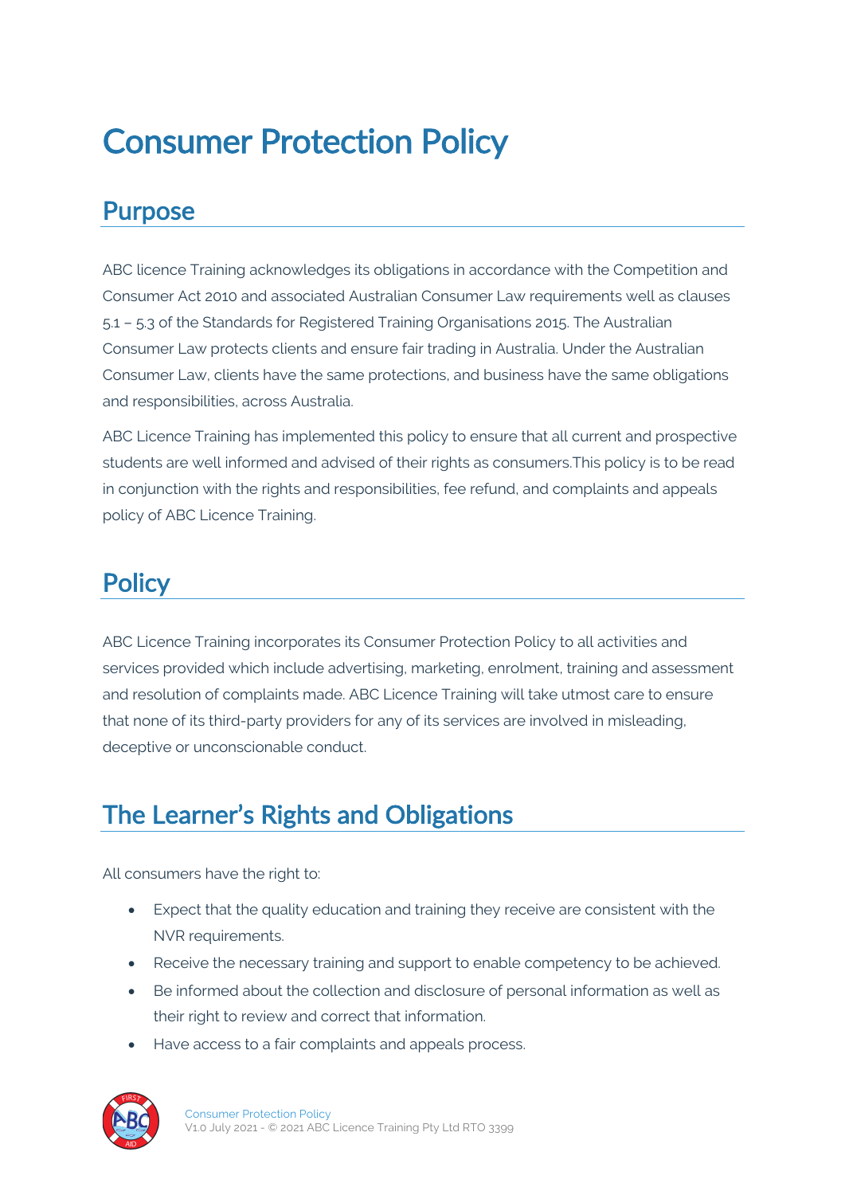# Consumer Protection Policy

## Purpose

ABC licence Training acknowledges its obligations in accordance with the Competition and Consumer Act 2010 and associated Australian Consumer Law requirements well as clauses 5.1 – 5.3 of the Standards for Registered Training Organisations 2015. The Australian Consumer Law protects clients and ensure fair trading in Australia. Under the Australian Consumer Law, clients have the same protections, and business have the same obligations and responsibilities, across Australia.

ABC Licence Training has implemented this policy to ensure that all current and prospective students are well informed and advised of their rights as consumers.This policy is to be read in conjunction with the rights and responsibilities, fee refund, and complaints and appeals policy of ABC Licence Training.

## Policy

ABC Licence Training incorporates its Consumer Protection Policy to all activities and services provided which include advertising, marketing, enrolment, training and assessment and resolution of complaints made. ABC Licence Training will take utmost care to ensure that none of its third-party providers for any of its services are involved in misleading, deceptive or unconscionable conduct.

## The Learner's Rights and Obligations

All consumers have the right to:

- Expect that the quality education and training they receive are consistent with the NVR requirements.
- Receive the necessary training and support to enable competency to be achieved.
- Be informed about the collection and disclosure of personal information as well as their right to review and correct that information.
- Have access to a fair complaints and appeals process.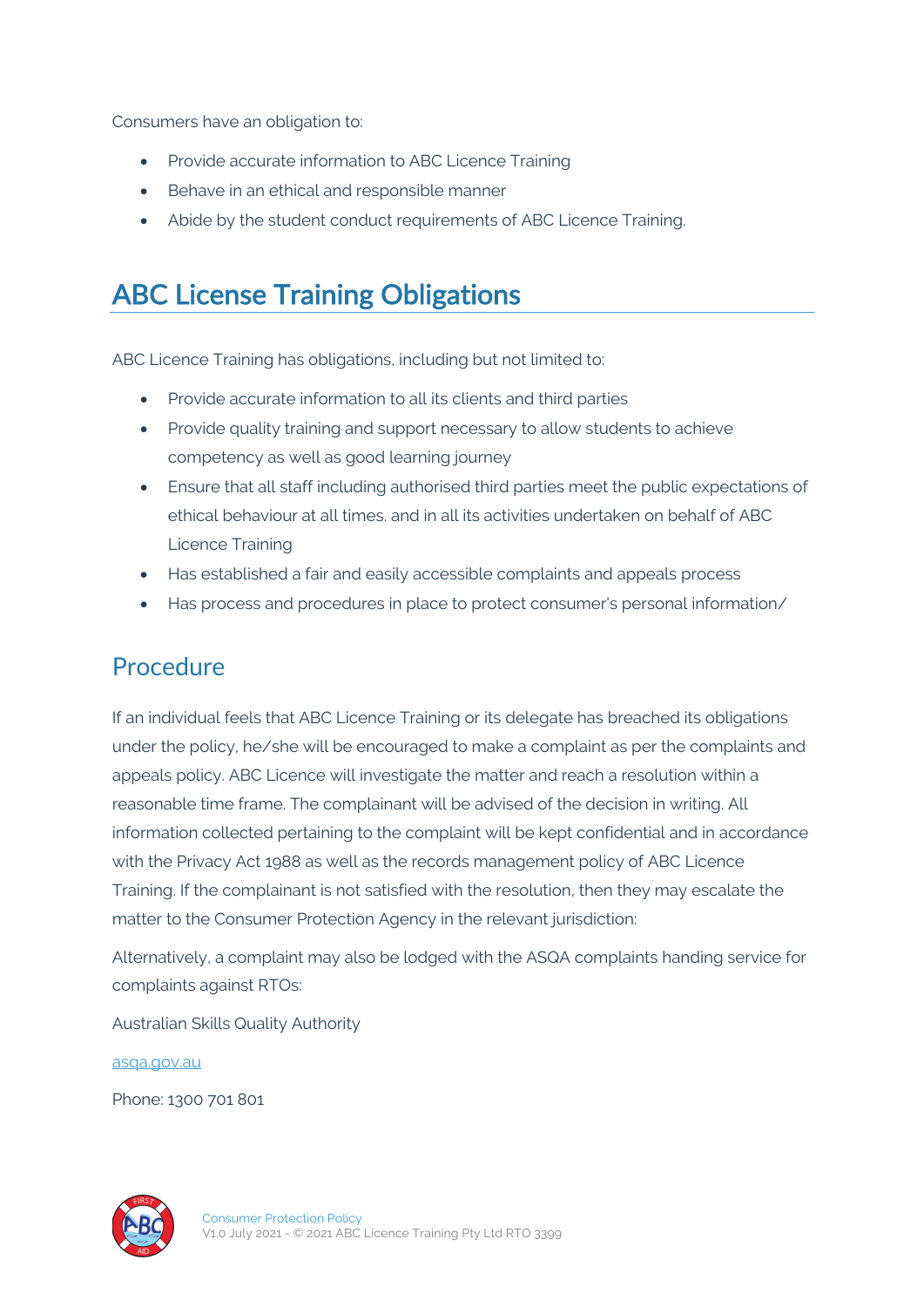Consumers have an obligation to:

- Provide accurate information to ABC Licence Training
- Behave in an ethical and responsible manner
- Abide by the student conduct requirements of ABC Licence Training.

## ABC License Training Obligations

ABC Licence Training has obligations, including but not limited to:

- Provide accurate information to all its clients and third parties
- Provide quality training and support necessary to allow students to achieve competency as well as good learning journey
- Ensure that all staff including authorised third parties meet the public expectations of ethical behaviour at all times. and in all its activities undertaken on behalf of ABC Licence Training
- Has established a fair and easily accessible complaints and appeals process
- Has process and procedures in place to protect consumer's personal information/

### Procedure

If an individual feels that ABC Licence Training or its delegate has breached its obligations under the policy, he/she will be encouraged to make a complaint as per the complaints and appeals policy. ABC Licence will investigate the matter and reach a resolution within a reasonable time frame. The complainant will be advised of the decision in writing. All information collected pertaining to the complaint will be kept confidential and in accordance with the Privacy Act 1988 as well as the records management policy of ABC Licence Training. If the complainant is not satisfied with the resolution, then they may escalate the matter to the Consumer Protection Agency in the relevant jurisdiction:

Alternatively, a complaint may also be lodged with the ASQA complaints handing service for complaints against RTOs:

Australian Skills Quality Authority

asqa.gov.au

Phone: 1300 701 801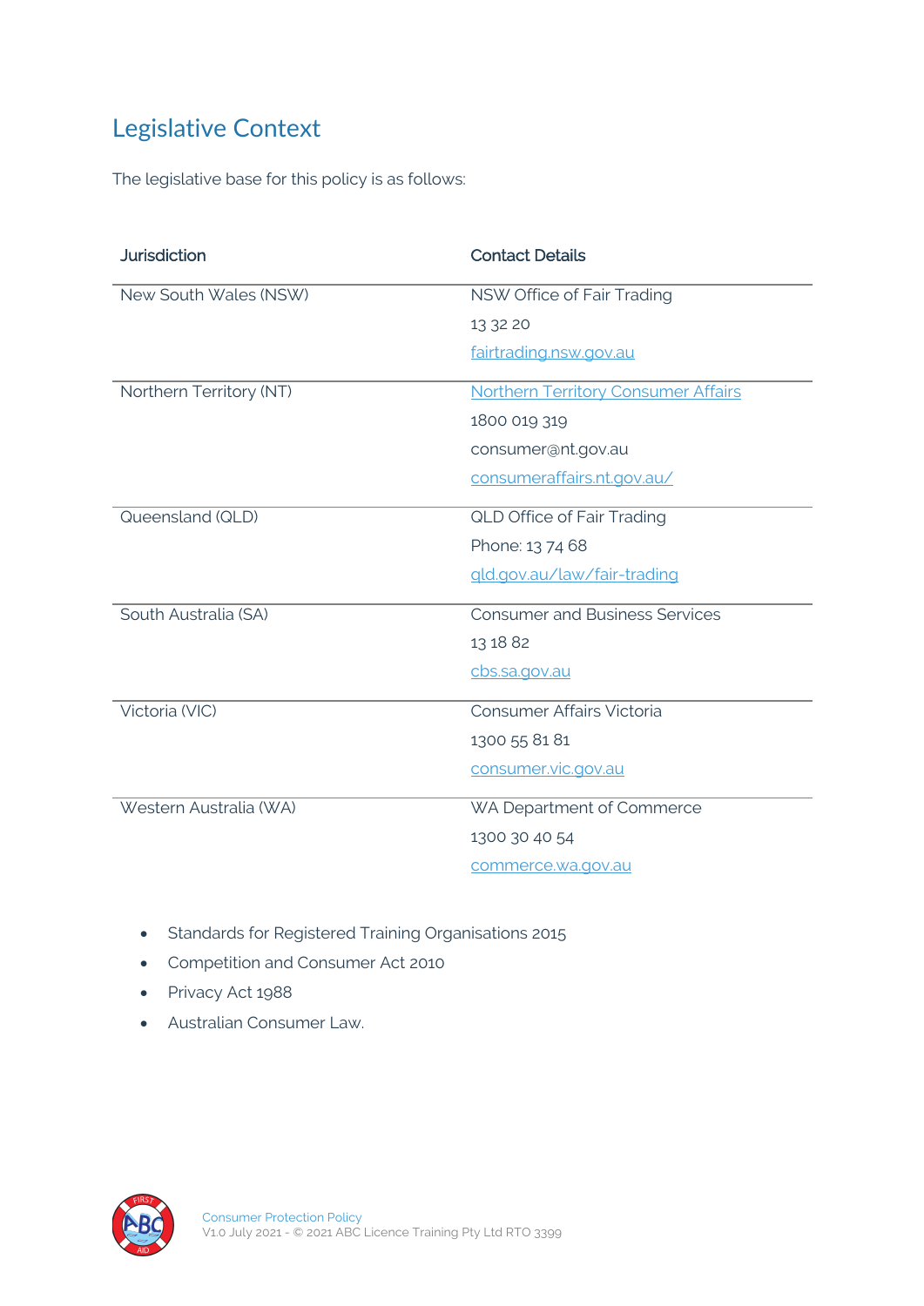## Legislative Context

The legislative base for this policy is as follows:

| Jurisdiction | Contact Details |
|---|---|
| New South Wales (NSW) | NSW Office of Fair Trading<br>13 32 20<br>fairtrading.nsw.gov.au |
| Northern Territory (NT) | Northern Territory Consumer Affairs<br>1800 019 319<br>consumer@nt.gov.au<br>consumeraffairs.nt.gov.au/ |
| Queensland (QLD) | QLD Office of Fair Trading<br>Phone: 13 74 68<br>qld.gov.au/law/fair-trading |
| South Australia (SA) | Consumer and Business Services<br>13 18 82<br>cbs.sa.gov.au |
| Victoria (VIC) | Consumer Affairs Victoria<br>1300 55 81 81<br>consumer.vic.gov.au |
| Western Australia (WA) | WA Department of Commerce<br>1300 30 40 54<br>commerce.wa.gov.au |

- Standards for Registered Training Organisations 2015
- Competition and Consumer Act 2010
- Privacy Act 1988
- Australian Consumer Law.